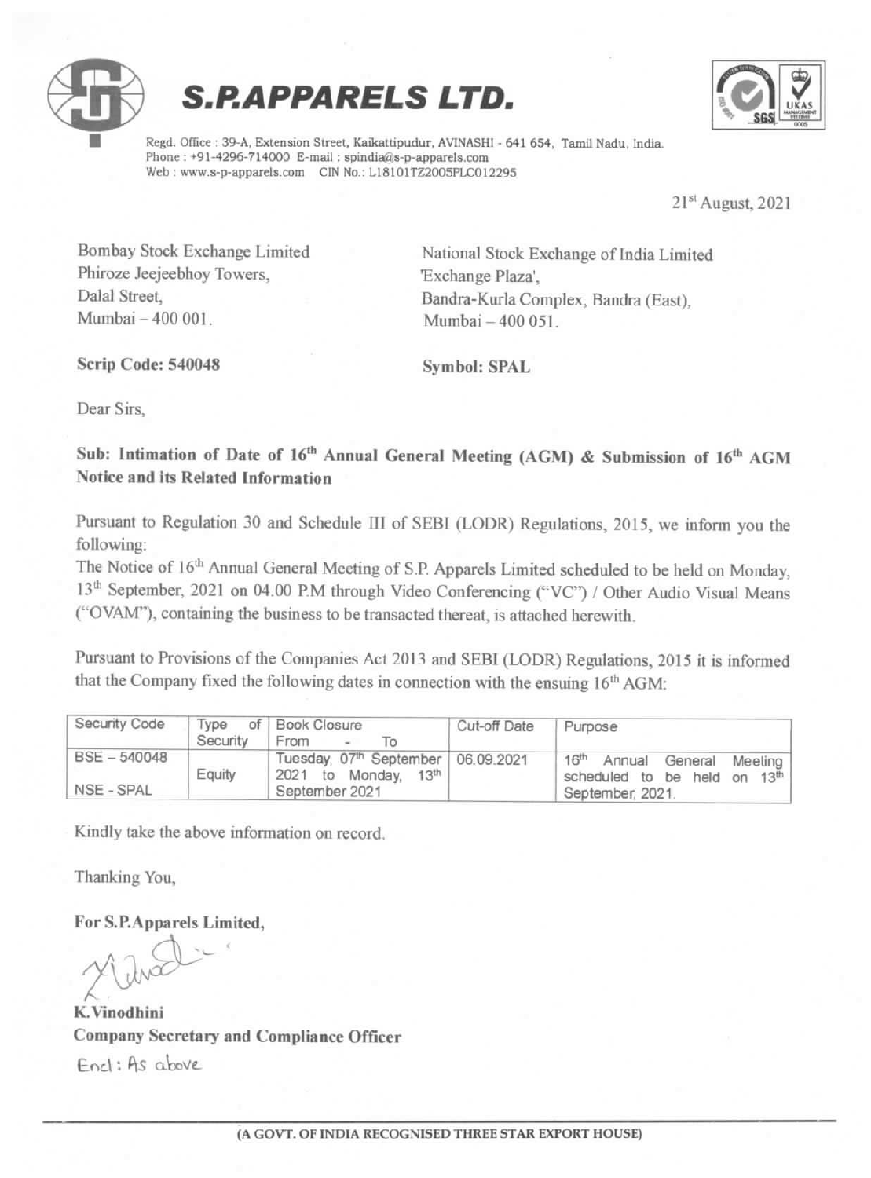# S.P.APPARELS LTD.

Regd. Office : 39-A, Extension Street, Kaikattipudur, AVINASHI - 641 654, Tamil Nadu, India.
Phone : +91-4296-714000 E-mail : spindia@s-p-apparels.com
Web : www.s-p-apparels.com CIN No.: L18101TZ2005PLC012295

21st August, 2021

Bombay Stock Exchange Limited
Phiroze Jeejeebhoy Towers,
Dalal Street,
Mumbai – 400 001.

National Stock Exchange of India Limited
'Exchange Plaza',
Bandra-Kurla Complex, Bandra (East),
Mumbai – 400 051.

**Scrip Code: 540048**

**Symbol: SPAL**

Dear Sirs,

**Sub: Intimation of Date of 16th Annual General Meeting (AGM) & Submission of 16th AGM Notice and its Related Information**

Pursuant to Regulation 30 and Schedule III of SEBI (LODR) Regulations, 2015, we inform you the following:
The Notice of 16th Annual General Meeting of S.P. Apparels Limited scheduled to be held on Monday, 13th September, 2021 on 04.00 P.M through Video Conferencing ("VC") / Other Audio Visual Means ("OVAM"), containing the business to be transacted thereat, is attached herewith.

Pursuant to Provisions of the Companies Act 2013 and SEBI (LODR) Regulations, 2015 it is informed that the Company fixed the following dates in connection with the ensuing 16th AGM:

| Security Code | Type of Security | Book Closure From - To | Cut-off Date | Purpose |
|---|---|---|---|---|
| BSE – 540048<br>NSE - SPAL | Equity | Tuesday, 07th September 2021 to Monday, 13th September 2021 | 06.09.2021 | 16th Annual General Meeting scheduled to be held on 13th September, 2021. |

Kindly take the above information on record.

Thanking You,

**For S.P.Apparels Limited,**

**K.Vinodhini**
**Company Secretary and Compliance Officer**
Encl: As above

(A GOVT. OF INDIA RECOGNISED THREE STAR EXPORT HOUSE)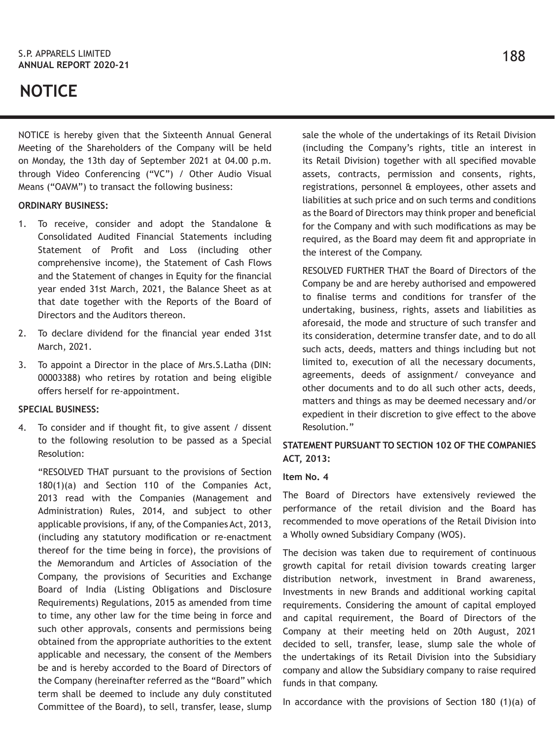# NOTICE

NOTICE is hereby given that the Sixteenth Annual General Meeting of the Shareholders of the Company will be held on Monday, the 13th day of September 2021 at 04.00 p.m. through Video Conferencing ("VC") / Other Audio Visual Means ("OAVM") to transact the following business:

**ORDINARY BUSINESS:**

1. To receive, consider and adopt the Standalone & Consolidated Audited Financial Statements including Statement of Profit and Loss (including other comprehensive income), the Statement of Cash Flows and the Statement of changes in Equity for the financial year ended 31st March, 2021, the Balance Sheet as at that date together with the Reports of the Board of Directors and the Auditors thereon.
2. To declare dividend for the financial year ended 31st March, 2021.
3. To appoint a Director in the place of Mrs.S.Latha (DIN: 00003388) who retires by rotation and being eligible offers herself for re-appointment.

**SPECIAL BUSINESS:**

4. To consider and if thought fit, to give assent / dissent to the following resolution to be passed as a Special Resolution:

   "RESOLVED THAT pursuant to the provisions of Section 180(1)(a) and Section 110 of the Companies Act, 2013 read with the Companies (Management and Administration) Rules, 2014, and subject to other applicable provisions, if any, of the Companies Act, 2013, (including any statutory modification or re-enactment thereof for the time being in force), the provisions of the Memorandum and Articles of Association of the Company, the provisions of Securities and Exchange Board of India (Listing Obligations and Disclosure Requirements) Regulations, 2015 as amended from time to time, any other law for the time being in force and such other approvals, consents and permissions being obtained from the appropriate authorities to the extent applicable and necessary, the consent of the Members be and is hereby accorded to the Board of Directors of the Company (hereinafter referred as the "Board" which term shall be deemed to include any duly constituted Committee of the Board), to sell, transfer, lease, slump sale the whole of the undertakings of its Retail Division (including the Company's rights, title an interest in its Retail Division) together with all specified movable assets, contracts, permission and consents, rights, registrations, personnel & employees, other assets and liabilities at such price and on such terms and conditions as the Board of Directors may think proper and beneficial for the Company and with such modifications as may be required, as the Board may deem fit and appropriate in the interest of the Company.

   RESOLVED FURTHER THAT the Board of Directors of the Company be and are hereby authorised and empowered to finalise terms and conditions for transfer of the undertaking, business, rights, assets and liabilities as aforesaid, the mode and structure of such transfer and its consideration, determine transfer date, and to do all such acts, deeds, matters and things including but not limited to, execution of all the necessary documents, agreements, deeds of assignment/ conveyance and other documents and to do all such other acts, deeds, matters and things as may be deemed necessary and/or expedient in their discretion to give effect to the above Resolution."

**STATEMENT PURSUANT TO SECTION 102 OF THE COMPANIES ACT, 2013:**

**Item No. 4**

The Board of Directors have extensively reviewed the performance of the retail division and the Board has recommended to move operations of the Retail Division into a Wholly owned Subsidiary Company (WOS).

The decision was taken due to requirement of continuous growth capital for retail division towards creating larger distribution network, investment in Brand awareness, Investments in new Brands and additional working capital requirements. Considering the amount of capital employed and capital requirement, the Board of Directors of the Company at their meeting held on 20th August, 2021 decided to sell, transfer, lease, slump sale the whole of the undertakings of its Retail Division into the Subsidiary company and allow the Subsidiary company to raise required funds in that company.

In accordance with the provisions of Section 180 (1)(a) of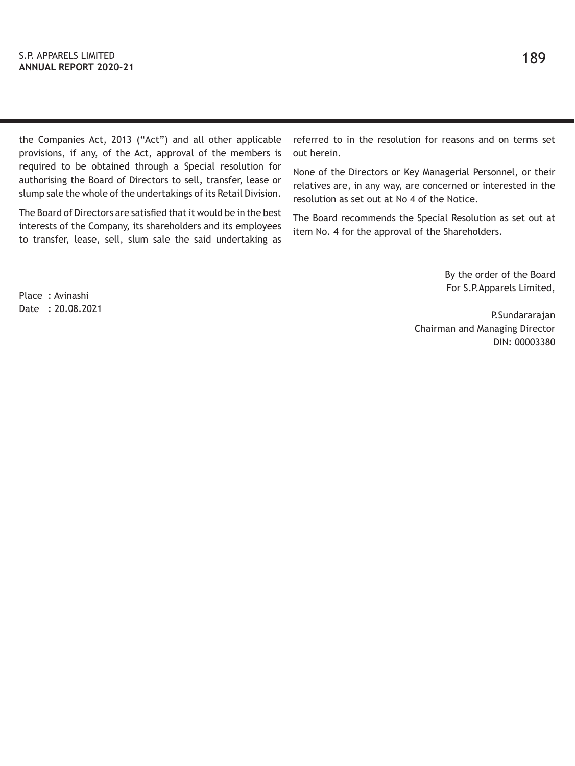the Companies Act, 2013 ("Act") and all other applicable provisions, if any, of the Act, approval of the members is required to be obtained through a Special resolution for authorising the Board of Directors to sell, transfer, lease or slump sale the whole of the undertakings of its Retail Division.

The Board of Directors are satisfied that it would be in the best interests of the Company, its shareholders and its employees to transfer, lease, sell, slum sale the said undertaking as referred to in the resolution for reasons and on terms set out herein.

None of the Directors or Key Managerial Personnel, or their relatives are, in any way, are concerned or interested in the resolution as set out at No 4 of the Notice.

The Board recommends the Special Resolution as set out at item No. 4 for the approval of the Shareholders.

By the order of the Board
For S.P.Apparels Limited,

Place : Avinashi
Date : 20.08.2021

P.Sundararajan
Chairman and Managing Director
DIN: 00003380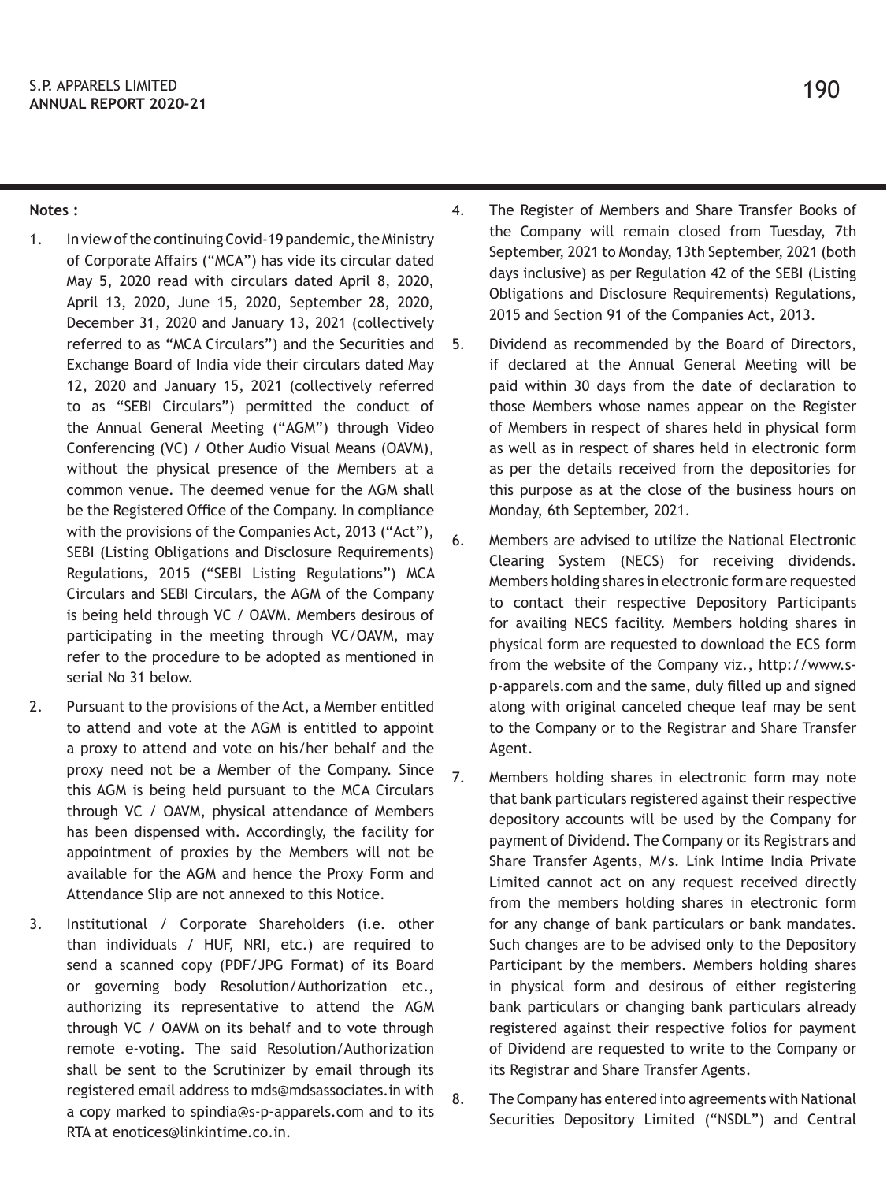**Notes :**

1. In view of the continuing Covid-19 pandemic, the Ministry of Corporate Affairs ("MCA") has vide its circular dated May 5, 2020 read with circulars dated April 8, 2020, April 13, 2020, June 15, 2020, September 28, 2020, December 31, 2020 and January 13, 2021 (collectively referred to as "MCA Circulars") and the Securities and Exchange Board of India vide their circulars dated May 12, 2020 and January 15, 2021 (collectively referred to as "SEBI Circulars") permitted the conduct of the Annual General Meeting ("AGM") through Video Conferencing (VC) / Other Audio Visual Means (OAVM), without the physical presence of the Members at a common venue. The deemed venue for the AGM shall be the Registered Office of the Company. In compliance with the provisions of the Companies Act, 2013 ("Act"), SEBI (Listing Obligations and Disclosure Requirements) Regulations, 2015 ("SEBI Listing Regulations") MCA Circulars and SEBI Circulars, the AGM of the Company is being held through VC / OAVM. Members desirous of participating in the meeting through VC/OAVM, may refer to the procedure to be adopted as mentioned in serial No 31 below.

2. Pursuant to the provisions of the Act, a Member entitled to attend and vote at the AGM is entitled to appoint a proxy to attend and vote on his/her behalf and the proxy need not be a Member of the Company. Since this AGM is being held pursuant to the MCA Circulars through VC / OAVM, physical attendance of Members has been dispensed with. Accordingly, the facility for appointment of proxies by the Members will not be available for the AGM and hence the Proxy Form and Attendance Slip are not annexed to this Notice.

3. Institutional / Corporate Shareholders (i.e. other than individuals / HUF, NRI, etc.) are required to send a scanned copy (PDF/JPG Format) of its Board or governing body Resolution/Authorization etc., authorizing its representative to attend the AGM through VC / OAVM on its behalf and to vote through remote e-voting. The said Resolution/Authorization shall be sent to the Scrutinizer by email through its registered email address to mds@mdsassociates.in with a copy marked to spindia@s-p-apparels.com and to its RTA at enotices@linkintime.co.in.

4. The Register of Members and Share Transfer Books of the Company will remain closed from Tuesday, 7th September, 2021 to Monday, 13th September, 2021 (both days inclusive) as per Regulation 42 of the SEBI (Listing Obligations and Disclosure Requirements) Regulations, 2015 and Section 91 of the Companies Act, 2013.

5. Dividend as recommended by the Board of Directors, if declared at the Annual General Meeting will be paid within 30 days from the date of declaration to those Members whose names appear on the Register of Members in respect of shares held in physical form as well as in respect of shares held in electronic form as per the details received from the depositories for this purpose as at the close of the business hours on Monday, 6th September, 2021.

6. Members are advised to utilize the National Electronic Clearing System (NECS) for receiving dividends. Members holding shares in electronic form are requested to contact their respective Depository Participants for availing NECS facility. Members holding shares in physical form are requested to download the ECS form from the website of the Company viz., http://www.s-p-apparels.com and the same, duly filled up and signed along with original canceled cheque leaf may be sent to the Company or to the Registrar and Share Transfer Agent.

7. Members holding shares in electronic form may note that bank particulars registered against their respective depository accounts will be used by the Company for payment of Dividend. The Company or its Registrars and Share Transfer Agents, M/s. Link Intime India Private Limited cannot act on any request received directly from the members holding shares in electronic form for any change of bank particulars or bank mandates. Such changes are to be advised only to the Depository Participant by the members. Members holding shares in physical form and desirous of either registering bank particulars or changing bank particulars already registered against their respective folios for payment of Dividend are requested to write to the Company or its Registrar and Share Transfer Agents.

8. The Company has entered into agreements with National Securities Depository Limited ("NSDL") and Central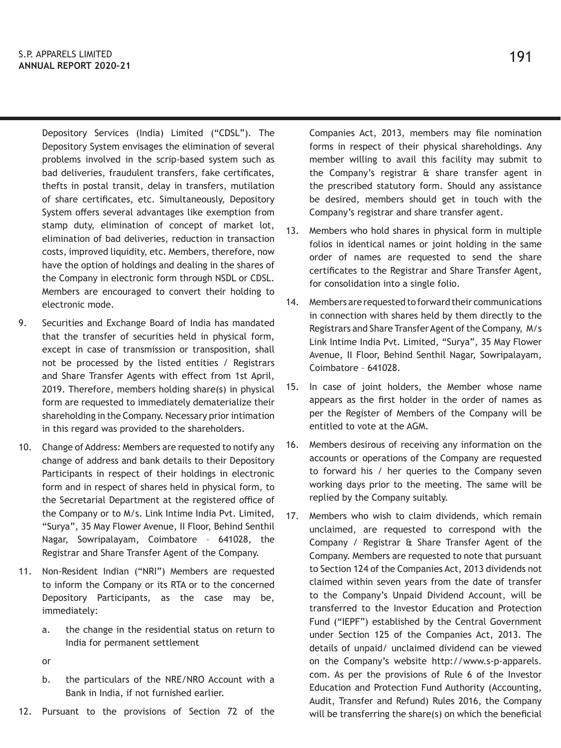Depository Services (India) Limited ("CDSL"). The Depository System envisages the elimination of several problems involved in the scrip-based system such as bad deliveries, fraudulent transfers, fake certificates, thefts in postal transit, delay in transfers, mutilation of share certificates, etc. Simultaneously, Depository System offers several advantages like exemption from stamp duty, elimination of concept of market lot, elimination of bad deliveries, reduction in transaction costs, improved liquidity, etc. Members, therefore, now have the option of holdings and dealing in the shares of the Company in electronic form through NSDL or CDSL. Members are encouraged to convert their holding to electronic mode.

9. Securities and Exchange Board of India has mandated that the transfer of securities held in physical form, except in case of transmission or transposition, shall not be processed by the listed entities / Registrars and Share Transfer Agents with effect from 1st April, 2019. Therefore, members holding share(s) in physical form are requested to immediately dematerialize their shareholding in the Company. Necessary prior intimation in this regard was provided to the shareholders.

10. Change of Address: Members are requested to notify any change of address and bank details to their Depository Participants in respect of their holdings in electronic form and in respect of shares held in physical form, to the Secretarial Department at the registered office of the Company or to M/s. Link Intime India Pvt. Limited, "Surya", 35 May Flower Avenue, II Floor, Behind Senthil Nagar, Sowripalayam, Coimbatore – 641028, the Registrar and Share Transfer Agent of the Company.

11. Non-Resident Indian ("NRI") Members are requested to inform the Company or its RTA or to the concerned Depository Participants, as the case may be, immediately:

    a. the change in the residential status on return to India for permanent settlement

    or

    b. the particulars of the NRE/NRO Account with a Bank in India, if not furnished earlier.

12. Pursuant to the provisions of Section 72 of the Companies Act, 2013, members may file nomination forms in respect of their physical shareholdings. Any member willing to avail this facility may submit to the Company's registrar & share transfer agent in the prescribed statutory form. Should any assistance be desired, members should get in touch with the Company's registrar and share transfer agent.

13. Members who hold shares in physical form in multiple folios in identical names or joint holding in the same order of names are requested to send the share certificates to the Registrar and Share Transfer Agent, for consolidation into a single folio.

14. Members are requested to forward their communications in connection with shares held by them directly to the Registrars and Share Transfer Agent of the Company, M/s Link Intime India Pvt. Limited, "Surya", 35 May Flower Avenue, II Floor, Behind Senthil Nagar, Sowripalayam, Coimbatore – 641028.

15. In case of joint holders, the Member whose name appears as the first holder in the order of names as per the Register of Members of the Company will be entitled to vote at the AGM.

16. Members desirous of receiving any information on the accounts or operations of the Company are requested to forward his / her queries to the Company seven working days prior to the meeting. The same will be replied by the Company suitably.

17. Members who wish to claim dividends, which remain unclaimed, are requested to correspond with the Company / Registrar & Share Transfer Agent of the Company. Members are requested to note that pursuant to Section 124 of the Companies Act, 2013 dividends not claimed within seven years from the date of transfer to the Company's Unpaid Dividend Account, will be transferred to the Investor Education and Protection Fund ("IEPF") established by the Central Government under Section 125 of the Companies Act, 2013. The details of unpaid/ unclaimed dividend can be viewed on the Company's website http://www.s-p-apparels.com. As per the provisions of Rule 6 of the Investor Education and Protection Fund Authority (Accounting, Audit, Transfer and Refund) Rules 2016, the Company will be transferring the share(s) on which the beneficial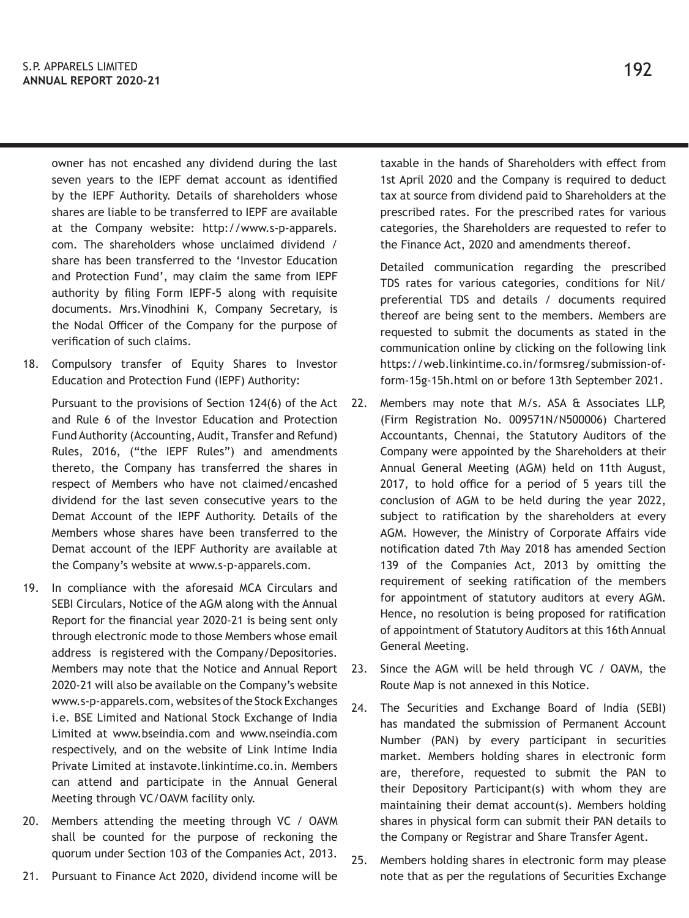owner has not encashed any dividend during the last seven years to the IEPF demat account as identified by the IEPF Authority. Details of shareholders whose shares are liable to be transferred to IEPF are available at the Company website: http://www.s-p-apparels.com. The shareholders whose unclaimed dividend / share has been transferred to the 'Investor Education and Protection Fund', may claim the same from IEPF authority by filing Form IEPF-5 along with requisite documents. Mrs.Vinodhini K, Company Secretary, is the Nodal Officer of the Company for the purpose of verification of such claims.

18. Compulsory transfer of Equity Shares to Investor Education and Protection Fund (IEPF) Authority:

    Pursuant to the provisions of Section 124(6) of the Act and Rule 6 of the Investor Education and Protection Fund Authority (Accounting, Audit, Transfer and Refund) Rules, 2016, ("the IEPF Rules") and amendments thereto, the Company has transferred the shares in respect of Members who have not claimed/encashed dividend for the last seven consecutive years to the Demat Account of the IEPF Authority. Details of the Members whose shares have been transferred to the Demat account of the IEPF Authority are available at the Company's website at www.s-p-apparels.com.

19. In compliance with the aforesaid MCA Circulars and SEBI Circulars, Notice of the AGM along with the Annual Report for the financial year 2020-21 is being sent only through electronic mode to those Members whose email address is registered with the Company/Depositories. Members may note that the Notice and Annual Report 2020-21 will also be available on the Company's website www.s-p-apparels.com, websites of the Stock Exchanges i.e. BSE Limited and National Stock Exchange of India Limited at www.bseindia.com and www.nseindia.com respectively, and on the website of Link Intime India Private Limited at instavote.linkintime.co.in. Members can attend and participate in the Annual General Meeting through VC/OAVM facility only.

20. Members attending the meeting through VC / OAVM shall be counted for the purpose of reckoning the quorum under Section 103 of the Companies Act, 2013.

21. Pursuant to Finance Act 2020, dividend income will be taxable in the hands of Shareholders with effect from 1st April 2020 and the Company is required to deduct tax at source from dividend paid to Shareholders at the prescribed rates. For the prescribed rates for various categories, the Shareholders are requested to refer to the Finance Act, 2020 and amendments thereof.

    Detailed communication regarding the prescribed TDS rates for various categories, conditions for Nil/ preferential TDS and details / documents required thereof are being sent to the members. Members are requested to submit the documents as stated in the communication online by clicking on the following link https://web.linkintime.co.in/formsreg/submission-of-form-15g-15h.html on or before 13th September 2021.

22. Members may note that M/s. ASA & Associates LLP, (Firm Registration No. 009571N/N500006) Chartered Accountants, Chennai, the Statutory Auditors of the Company were appointed by the Shareholders at their Annual General Meeting (AGM) held on 11th August, 2017, to hold office for a period of 5 years till the conclusion of AGM to be held during the year 2022, subject to ratification by the shareholders at every AGM. However, the Ministry of Corporate Affairs vide notification dated 7th May 2018 has amended Section 139 of the Companies Act, 2013 by omitting the requirement of seeking ratification of the members for appointment of statutory auditors at every AGM. Hence, no resolution is being proposed for ratification of appointment of Statutory Auditors at this 16th Annual General Meeting.

23. Since the AGM will be held through VC / OAVM, the Route Map is not annexed in this Notice.

24. The Securities and Exchange Board of India (SEBI) has mandated the submission of Permanent Account Number (PAN) by every participant in securities market. Members holding shares in electronic form are, therefore, requested to submit the PAN to their Depository Participant(s) with whom they are maintaining their demat account(s). Members holding shares in physical form can submit their PAN details to the Company or Registrar and Share Transfer Agent.

25. Members holding shares in electronic form may please note that as per the regulations of Securities Exchange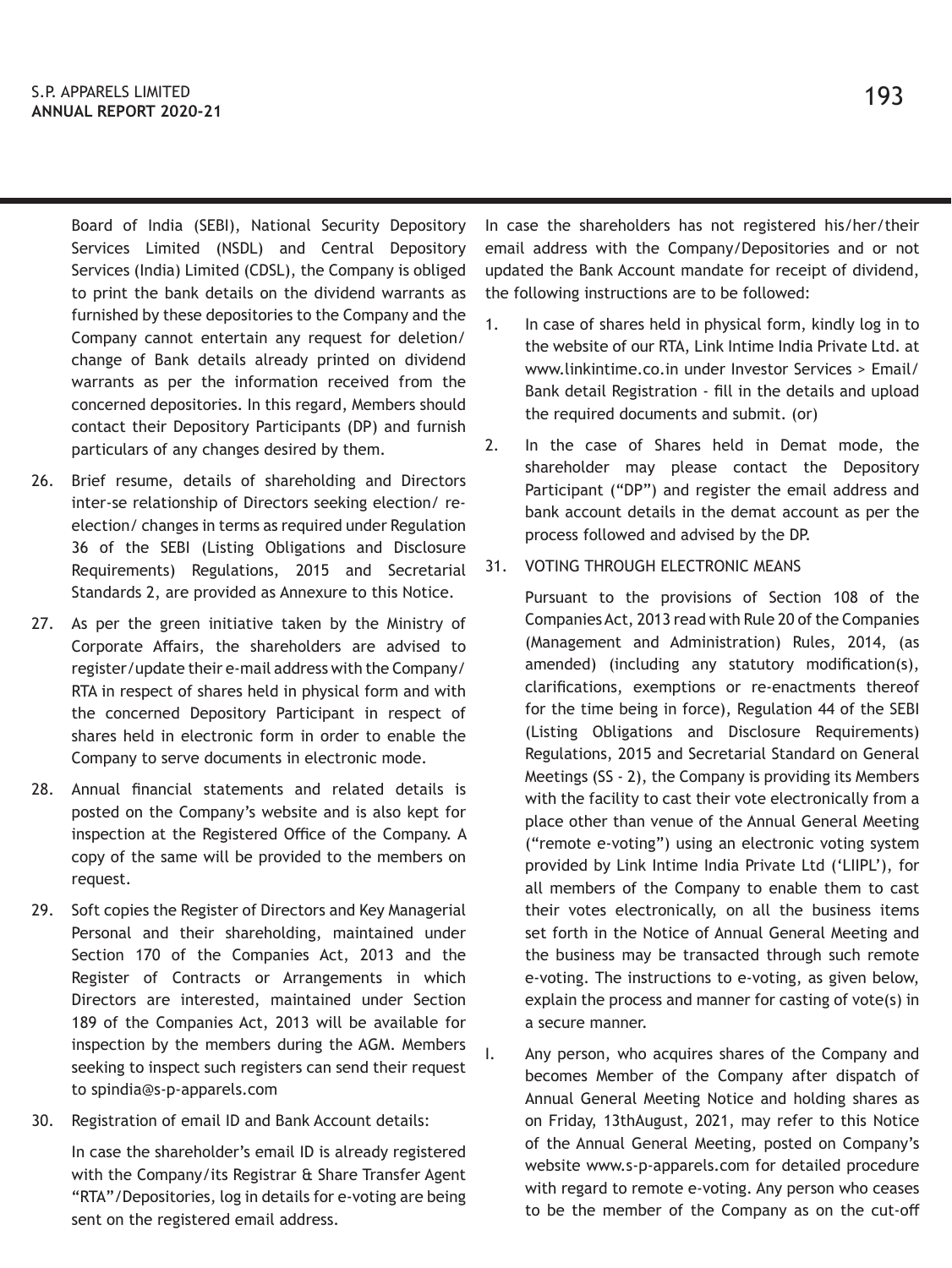Board of India (SEBI), National Security Depository Services Limited (NSDL) and Central Depository Services (India) Limited (CDSL), the Company is obliged to print the bank details on the dividend warrants as furnished by these depositories to the Company and the Company cannot entertain any request for deletion/ change of Bank details already printed on dividend warrants as per the information received from the concerned depositories. In this regard, Members should contact their Depository Participants (DP) and furnish particulars of any changes desired by them.

26. Brief resume, details of shareholding and Directors inter-se relationship of Directors seeking election/ re-election/ changes in terms as required under Regulation 36 of the SEBI (Listing Obligations and Disclosure Requirements) Regulations, 2015 and Secretarial Standards 2, are provided as Annexure to this Notice.

27. As per the green initiative taken by the Ministry of Corporate Affairs, the shareholders are advised to register/update their e-mail address with the Company/ RTA in respect of shares held in physical form and with the concerned Depository Participant in respect of shares held in electronic form in order to enable the Company to serve documents in electronic mode.

28. Annual financial statements and related details is posted on the Company's website and is also kept for inspection at the Registered Office of the Company. A copy of the same will be provided to the members on request.

29. Soft copies the Register of Directors and Key Managerial Personal and their shareholding, maintained under Section 170 of the Companies Act, 2013 and the Register of Contracts or Arrangements in which Directors are interested, maintained under Section 189 of the Companies Act, 2013 will be available for inspection by the members during the AGM. Members seeking to inspect such registers can send their request to spindia@s-p-apparels.com

30. Registration of email ID and Bank Account details:

    In case the shareholder's email ID is already registered with the Company/its Registrar & Share Transfer Agent "RTA"/Depositories, log in details for e-voting are being sent on the registered email address.

    In case the shareholders has not registered his/her/their email address with the Company/Depositories and or not updated the Bank Account mandate for receipt of dividend, the following instructions are to be followed:

    1. In case of shares held in physical form, kindly log in to the website of our RTA, Link Intime India Private Ltd. at www.linkintime.co.in under Investor Services > Email/ Bank detail Registration - fill in the details and upload the required documents and submit. (or)

    2. In the case of Shares held in Demat mode, the shareholder may please contact the Depository Participant ("DP") and register the email address and bank account details in the demat account as per the process followed and advised by the DP.

31. VOTING THROUGH ELECTRONIC MEANS

    Pursuant to the provisions of Section 108 of the Companies Act, 2013 read with Rule 20 of the Companies (Management and Administration) Rules, 2014, (as amended) (including any statutory modification(s), clarifications, exemptions or re-enactments thereof for the time being in force), Regulation 44 of the SEBI (Listing Obligations and Disclosure Requirements) Regulations, 2015 and Secretarial Standard on General Meetings (SS - 2), the Company is providing its Members with the facility to cast their vote electronically from a place other than venue of the Annual General Meeting ("remote e-voting") using an electronic voting system provided by Link Intime India Private Ltd ('LIIPL'), for all members of the Company to enable them to cast their votes electronically, on all the business items set forth in the Notice of Annual General Meeting and the business may be transacted through such remote e-voting. The instructions to e-voting, as given below, explain the process and manner for casting of vote(s) in a secure manner.

I. Any person, who acquires shares of the Company and becomes Member of the Company after dispatch of Annual General Meeting Notice and holding shares as on Friday, 13thAugust, 2021, may refer to this Notice of the Annual General Meeting, posted on Company's website www.s-p-apparels.com for detailed procedure with regard to remote e-voting. Any person who ceases to be the member of the Company as on the cut-off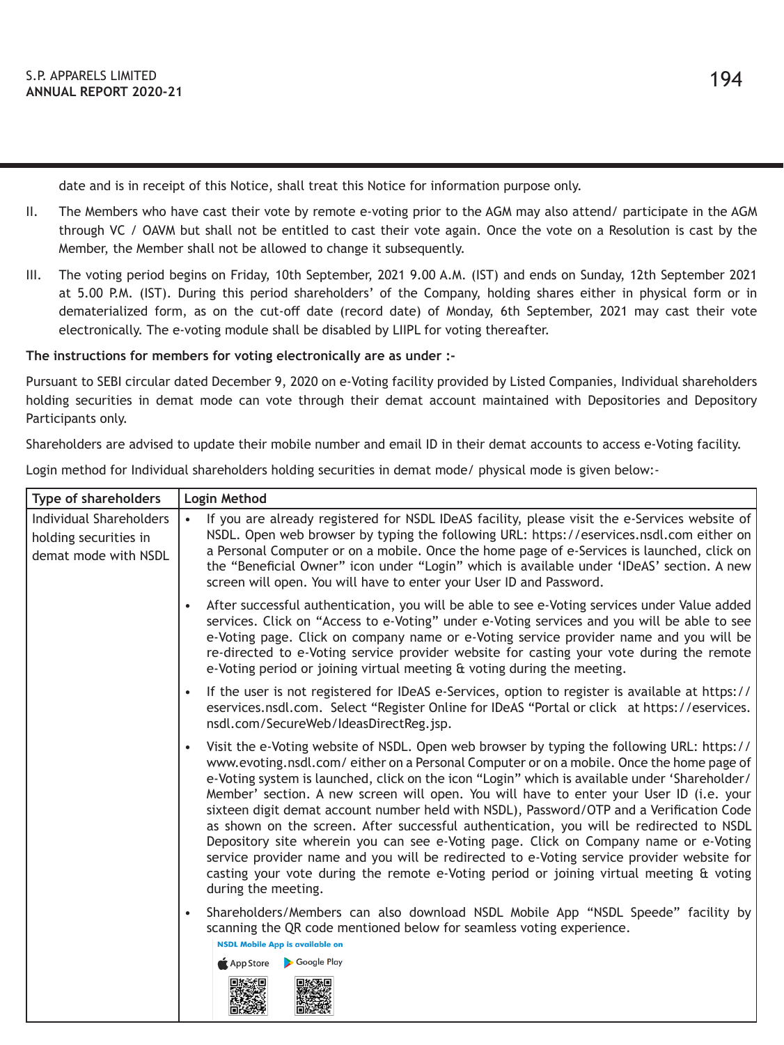date and is in receipt of this Notice, shall treat this Notice for information purpose only.

II. The Members who have cast their vote by remote e-voting prior to the AGM may also attend/ participate in the AGM through VC / OAVM but shall not be entitled to cast their vote again. Once the vote on a Resolution is cast by the Member, the Member shall not be allowed to change it subsequently.

III. The voting period begins on Friday, 10th September, 2021 9.00 A.M. (IST) and ends on Sunday, 12th September 2021 at 5.00 P.M. (IST). During this period shareholders' of the Company, holding shares either in physical form or in dematerialized form, as on the cut-off date (record date) of Monday, 6th September, 2021 may cast their vote electronically. The e-voting module shall be disabled by LIIPL for voting thereafter.

**The instructions for members for voting electronically are as under :-**

Pursuant to SEBI circular dated December 9, 2020 on e-Voting facility provided by Listed Companies, Individual shareholders holding securities in demat mode can vote through their demat account maintained with Depositories and Depository Participants only.

Shareholders are advised to update their mobile number and email ID in their demat accounts to access e-Voting facility.

Login method for Individual shareholders holding securities in demat mode/ physical mode is given below:-

| Type of shareholders | Login Method |
|---|---|
| Individual Shareholders holding securities in demat mode with NSDL | • If you are already registered for NSDL IDeAS facility, please visit the e-Services website of NSDL. Open web browser by typing the following URL: https://eservices.nsdl.com either on a Personal Computer or on a mobile. Once the home page of e-Services is launched, click on the "Beneficial Owner" icon under "Login" which is available under 'IDeAS' section. A new screen will open. You will have to enter your User ID and Password.<br>• After successful authentication, you will be able to see e-Voting services under Value added services. Click on "Access to e-Voting" under e-Voting services and you will be able to see e-Voting page. Click on company name or e-Voting service provider name and you will be re-directed to e-Voting service provider website for casting your vote during the remote e-Voting period or joining virtual meeting & voting during the meeting.<br>• If the user is not registered for IDeAS e-Services, option to register is available at https://eservices.nsdl.com. Select "Register Online for IDeAS "Portal or click at https://eservices.nsdl.com/SecureWeb/IdeasDirectReg.jsp.<br>• Visit the e-Voting website of NSDL. Open web browser by typing the following URL: https://www.evoting.nsdl.com/ either on a Personal Computer or on a mobile. Once the home page of e-Voting system is launched, click on the icon "Login" which is available under 'Shareholder/Member' section. A new screen will open. You will have to enter your User ID (i.e. your sixteen digit demat account number held with NSDL), Password/OTP and a Verification Code as shown on the screen. After successful authentication, you will be redirected to NSDL Depository site wherein you can see e-Voting page. Click on Company name or e-Voting service provider name and you will be redirected to e-Voting service provider website for casting your vote during the remote e-Voting period or joining virtual meeting & voting during the meeting.<br>• Shareholders/Members can also download NSDL Mobile App "NSDL Speede" facility by scanning the QR code mentioned below for seamless voting experience.<br>NSDL Mobile App is available on<br>App Store Google Play |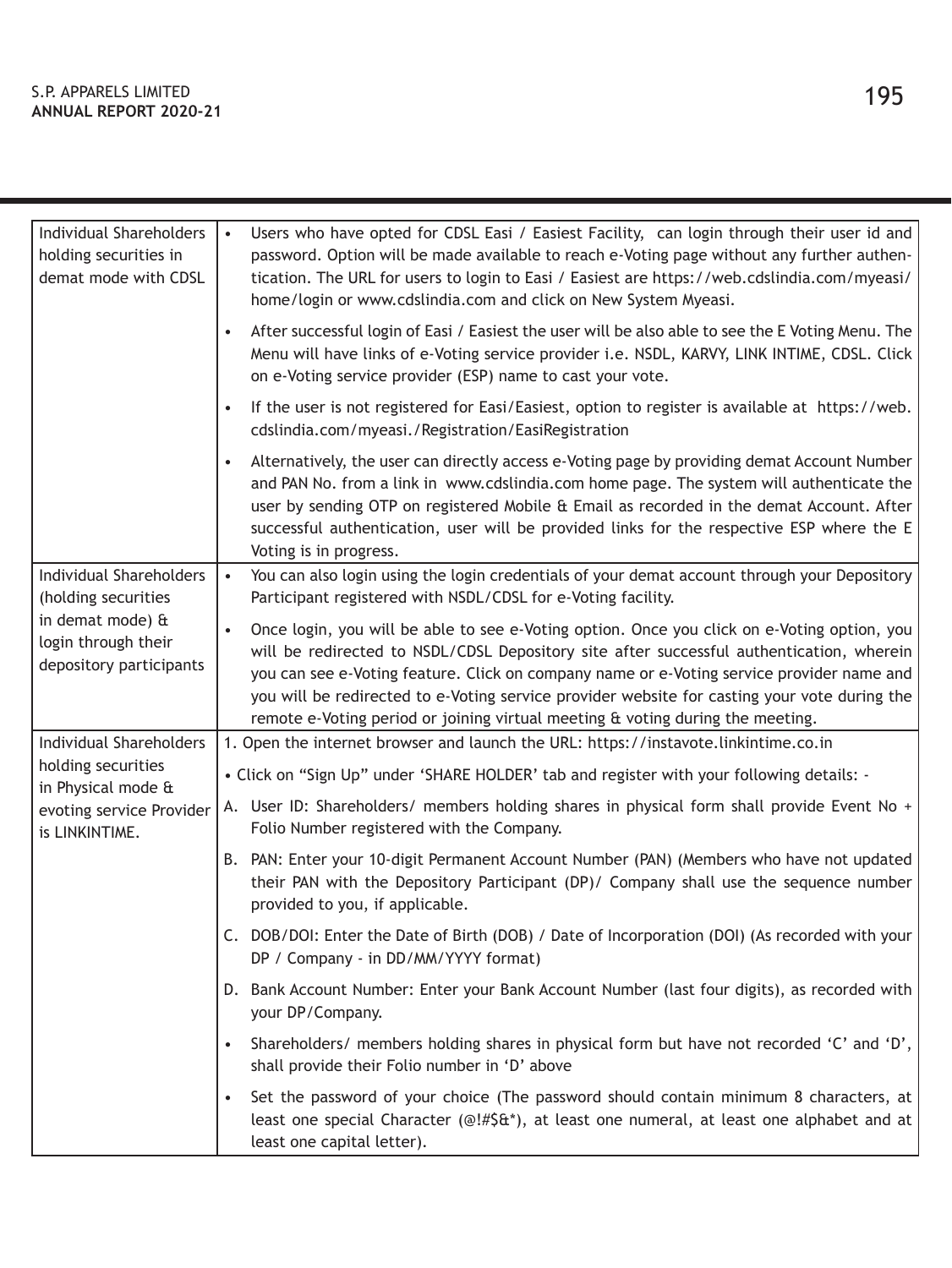| | |
|---|---|
| Individual Shareholders holding securities in demat mode with CDSL | • Users who have opted for CDSL Easi / Easiest Facility, can login through their user id and password. Option will be made available to reach e-Voting page without any further authentication. The URL for users to login to Easi / Easiest are https://web.cdslindia.com/myeasi/home/login or www.cdslindia.com and click on New System Myeasi.<br><br>• After successful login of Easi / Easiest the user will be also able to see the E Voting Menu. The Menu will have links of e-Voting service provider i.e. NSDL, KARVY, LINK INTIME, CDSL. Click on e-Voting service provider (ESP) name to cast your vote.<br><br>• If the user is not registered for Easi/Easiest, option to register is available at https://web.cdslindia.com/myeasi./Registration/EasiRegistration<br><br>• Alternatively, the user can directly access e-Voting page by providing demat Account Number and PAN No. from a link in www.cdslindia.com home page. The system will authenticate the user by sending OTP on registered Mobile & Email as recorded in the demat Account. After successful authentication, user will be provided links for the respective ESP where the E Voting is in progress. |
| Individual Shareholders (holding securities in demat mode) & login through their depository participants | • You can also login using the login credentials of your demat account through your Depository Participant registered with NSDL/CDSL for e-Voting facility.<br><br>• Once login, you will be able to see e-Voting option. Once you click on e-Voting option, you will be redirected to NSDL/CDSL Depository site after successful authentication, wherein you can see e-Voting feature. Click on company name or e-Voting service provider name and you will be redirected to e-Voting service provider website for casting your vote during the remote e-Voting period or joining virtual meeting & voting during the meeting. |
| Individual Shareholders holding securities in Physical mode & evoting service Provider is LINKINTIME. | 1. Open the internet browser and launch the URL: https://instavote.linkintime.co.in<br><br>• Click on "Sign Up" under 'SHARE HOLDER' tab and register with your following details: -<br><br>A. User ID: Shareholders/ members holding shares in physical form shall provide Event No + Folio Number registered with the Company.<br><br>B. PAN: Enter your 10-digit Permanent Account Number (PAN) (Members who have not updated their PAN with the Depository Participant (DP)/ Company shall use the sequence number provided to you, if applicable.<br><br>C. DOB/DOI: Enter the Date of Birth (DOB) / Date of Incorporation (DOI) (As recorded with your DP / Company - in DD/MM/YYYY format)<br><br>D. Bank Account Number: Enter your Bank Account Number (last four digits), as recorded with your DP/Company.<br><br>• Shareholders/ members holding shares in physical form but have not recorded 'C' and 'D', shall provide their Folio number in 'D' above<br><br>• Set the password of your choice (The password should contain minimum 8 characters, at least one special Character (@!#$&*), at least one numeral, at least one alphabet and at least one capital letter). |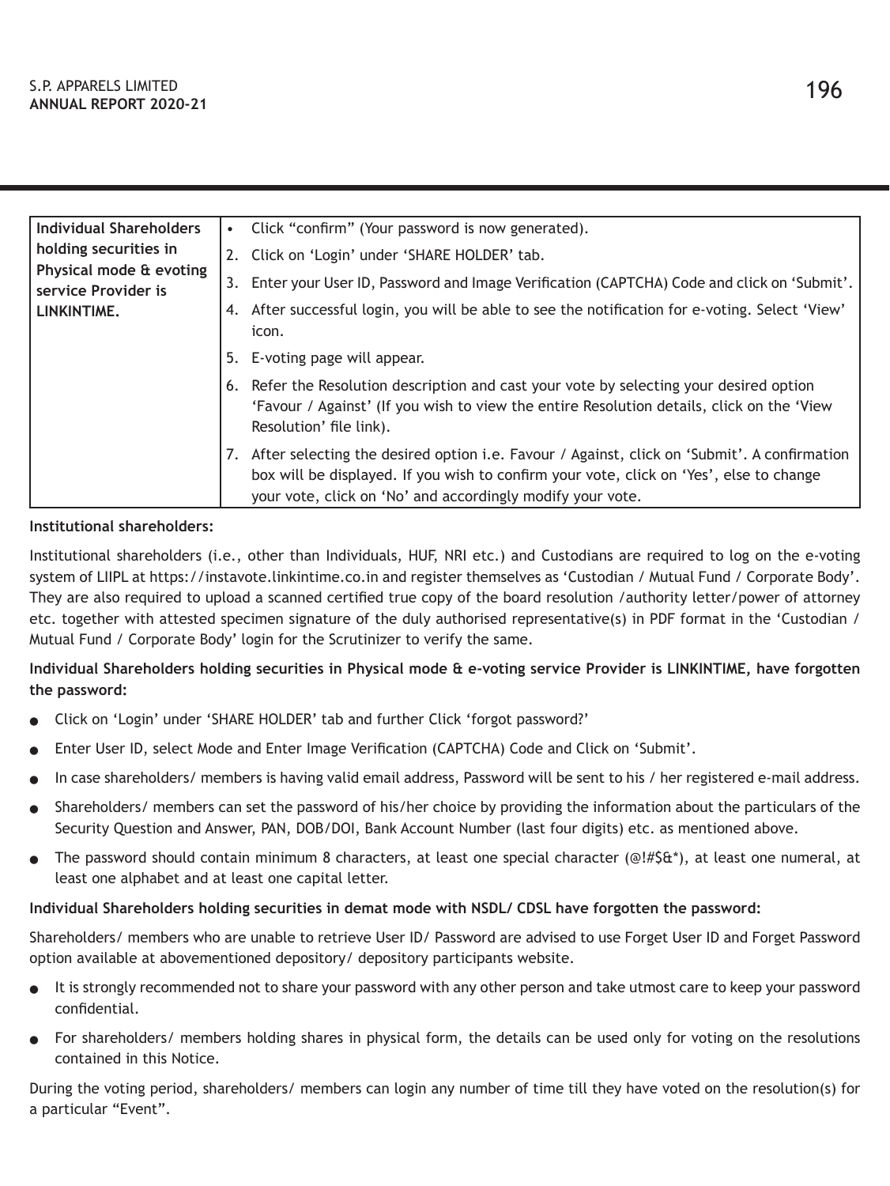| | |
|---|---|
| **Individual Shareholders holding securities in Physical mode & evoting service Provider is LINKINTIME.** | • Click "confirm" (Your password is now generated).<br>2. Click on 'Login' under 'SHARE HOLDER' tab.<br>3. Enter your User ID, Password and Image Verification (CAPTCHA) Code and click on 'Submit'.<br>4. After successful login, you will be able to see the notification for e-voting. Select 'View' icon.<br>5. E-voting page will appear.<br>6. Refer the Resolution description and cast your vote by selecting your desired option 'Favour / Against' (If you wish to view the entire Resolution details, click on the 'View Resolution' file link).<br>7. After selecting the desired option i.e. Favour / Against, click on 'Submit'. A confirmation box will be displayed. If you wish to confirm your vote, click on 'Yes', else to change your vote, click on 'No' and accordingly modify your vote. |

**Institutional shareholders:**

Institutional shareholders (i.e., other than Individuals, HUF, NRI etc.) and Custodians are required to log on the e-voting system of LIIPL at https://instavote.linkintime.co.in and register themselves as 'Custodian / Mutual Fund / Corporate Body'. They are also required to upload a scanned certified true copy of the board resolution /authority letter/power of attorney etc. together with attested specimen signature of the duly authorised representative(s) in PDF format in the 'Custodian / Mutual Fund / Corporate Body' login for the Scrutinizer to verify the same.

**Individual Shareholders holding securities in Physical mode & e-voting service Provider is LINKINTIME, have forgotten the password:**

- Click on 'Login' under 'SHARE HOLDER' tab and further Click 'forgot password?'
- Enter User ID, select Mode and Enter Image Verification (CAPTCHA) Code and Click on 'Submit'.
- In case shareholders/ members is having valid email address, Password will be sent to his / her registered e-mail address.
- Shareholders/ members can set the password of his/her choice by providing the information about the particulars of the Security Question and Answer, PAN, DOB/DOI, Bank Account Number (last four digits) etc. as mentioned above.
- The password should contain minimum 8 characters, at least one special character (@!#$&*), at least one numeral, at least one alphabet and at least one capital letter.

**Individual Shareholders holding securities in demat mode with NSDL/ CDSL have forgotten the password:**

Shareholders/ members who are unable to retrieve User ID/ Password are advised to use Forget User ID and Forget Password option available at abovementioned depository/ depository participants website.

- It is strongly recommended not to share your password with any other person and take utmost care to keep your password confidential.
- For shareholders/ members holding shares in physical form, the details can be used only for voting on the resolutions contained in this Notice.

During the voting period, shareholders/ members can login any number of time till they have voted on the resolution(s) for a particular "Event".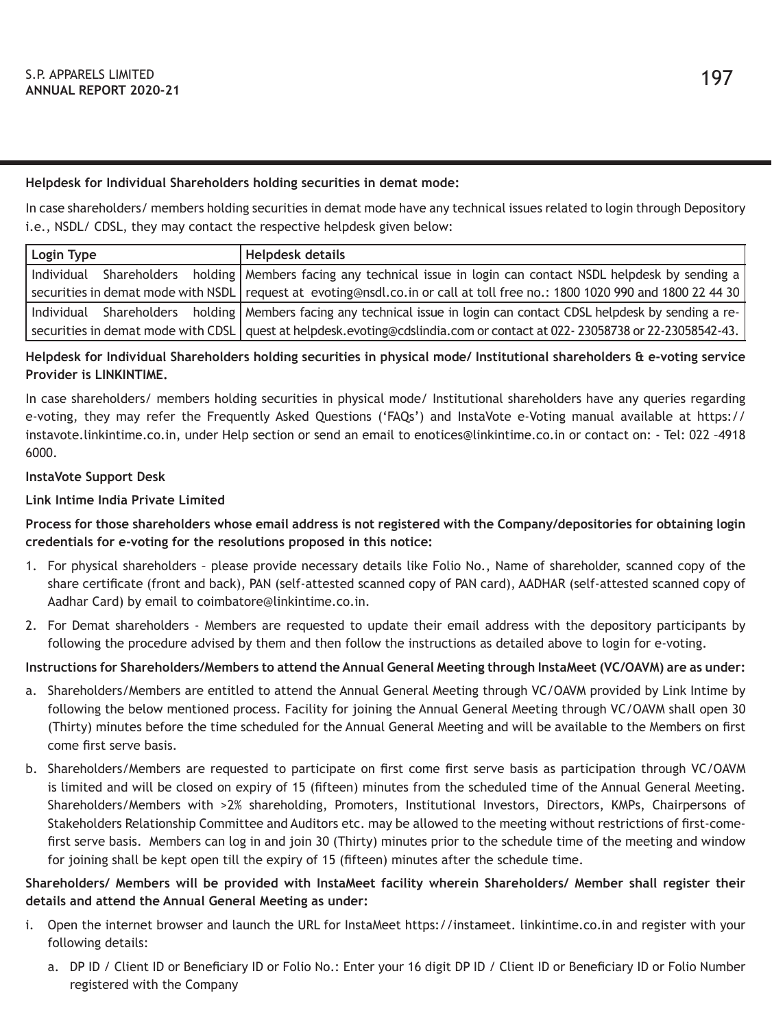**Helpdesk for Individual Shareholders holding securities in demat mode:**

In case shareholders/ members holding securities in demat mode have any technical issues related to login through Depository i.e., NSDL/ CDSL, they may contact the respective helpdesk given below:

| Login Type | Helpdesk details |
|---|---|
| Individual Shareholders holding securities in demat mode with NSDL | Members facing any technical issue in login can contact NSDL helpdesk by sending a request at evoting@nsdl.co.in or call at toll free no.: 1800 1020 990 and 1800 22 44 30 |
| Individual Shareholders holding securities in demat mode with CDSL | Members facing any technical issue in login can contact CDSL helpdesk by sending a request at helpdesk.evoting@cdslindia.com or contact at 022- 23058738 or 22-23058542-43. |

**Helpdesk for Individual Shareholders holding securities in physical mode/ Institutional shareholders & e-voting service Provider is LINKINTIME.**

In case shareholders/ members holding securities in physical mode/ Institutional shareholders have any queries regarding e-voting, they may refer the Frequently Asked Questions ('FAQs') and InstaVote e-Voting manual available at https://instavote.linkintime.co.in, under Help section or send an email to enotices@linkintime.co.in or contact on: - Tel: 022 –4918 6000.

**InstaVote Support Desk**

**Link Intime India Private Limited**

**Process for those shareholders whose email address is not registered with the Company/depositories for obtaining login credentials for e-voting for the resolutions proposed in this notice:**

1. For physical shareholders – please provide necessary details like Folio No., Name of shareholder, scanned copy of the share certificate (front and back), PAN (self-attested scanned copy of PAN card), AADHAR (self-attested scanned copy of Aadhar Card) by email to coimbatore@linkintime.co.in.
2. For Demat shareholders - Members are requested to update their email address with the depository participants by following the procedure advised by them and then follow the instructions as detailed above to login for e-voting.

**Instructions for Shareholders/Members to attend the Annual General Meeting through InstaMeet (VC/OAVM) are as under:**

a. Shareholders/Members are entitled to attend the Annual General Meeting through VC/OAVM provided by Link Intime by following the below mentioned process. Facility for joining the Annual General Meeting through VC/OAVM shall open 30 (Thirty) minutes before the time scheduled for the Annual General Meeting and will be available to the Members on first come first serve basis.

b. Shareholders/Members are requested to participate on first come first serve basis as participation through VC/OAVM is limited and will be closed on expiry of 15 (fifteen) minutes from the scheduled time of the Annual General Meeting. Shareholders/Members with >2% shareholding, Promoters, Institutional Investors, Directors, KMPs, Chairpersons of Stakeholders Relationship Committee and Auditors etc. may be allowed to the meeting without restrictions of first-come-first serve basis. Members can log in and join 30 (Thirty) minutes prior to the schedule time of the meeting and window for joining shall be kept open till the expiry of 15 (fifteen) minutes after the schedule time.

**Shareholders/ Members will be provided with InstaMeet facility wherein Shareholders/ Member shall register their details and attend the Annual General Meeting as under:**

i. Open the internet browser and launch the URL for InstaMeet https://instameet. linkintime.co.in and register with your following details:

   a. DP ID / Client ID or Beneficiary ID or Folio No.: Enter your 16 digit DP ID / Client ID or Beneficiary ID or Folio Number registered with the Company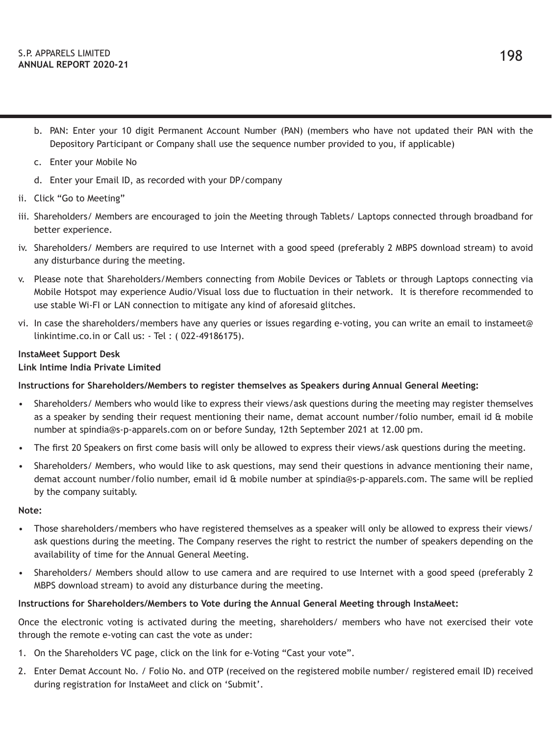b. PAN: Enter your 10 digit Permanent Account Number (PAN) (members who have not updated their PAN with the Depository Participant or Company shall use the sequence number provided to you, if applicable)

   c. Enter your Mobile No

   d. Enter your Email ID, as recorded with your DP/company

ii. Click "Go to Meeting"

iii. Shareholders/ Members are encouraged to join the Meeting through Tablets/ Laptops connected through broadband for better experience.

iv. Shareholders/ Members are required to use Internet with a good speed (preferably 2 MBPS download stream) to avoid any disturbance during the meeting.

v. Please note that Shareholders/Members connecting from Mobile Devices or Tablets or through Laptops connecting via Mobile Hotspot may experience Audio/Visual loss due to fluctuation in their network. It is therefore recommended to use stable Wi-FI or LAN connection to mitigate any kind of aforesaid glitches.

vi. In case the shareholders/members have any queries or issues regarding e-voting, you can write an email to instameet@linkintime.co.in or Call us: - Tel : ( 022-49186175).

**InstaMeet Support Desk**
**Link Intime India Private Limited**

**Instructions for Shareholders/Members to register themselves as Speakers during Annual General Meeting:**

- Shareholders/ Members who would like to express their views/ask questions during the meeting may register themselves as a speaker by sending their request mentioning their name, demat account number/folio number, email id & mobile number at spindia@s-p-apparels.com on or before Sunday, 12th September 2021 at 12.00 pm.
- The first 20 Speakers on first come basis will only be allowed to express their views/ask questions during the meeting.
- Shareholders/ Members, who would like to ask questions, may send their questions in advance mentioning their name, demat account number/folio number, email id & mobile number at spindia@s-p-apparels.com. The same will be replied by the company suitably.

**Note:**

- Those shareholders/members who have registered themselves as a speaker will only be allowed to express their views/ask questions during the meeting. The Company reserves the right to restrict the number of speakers depending on the availability of time for the Annual General Meeting.
- Shareholders/ Members should allow to use camera and are required to use Internet with a good speed (preferably 2 MBPS download stream) to avoid any disturbance during the meeting.

**Instructions for Shareholders/Members to Vote during the Annual General Meeting through InstaMeet:**

Once the electronic voting is activated during the meeting, shareholders/ members who have not exercised their vote through the remote e-voting can cast the vote as under:

1. On the Shareholders VC page, click on the link for e-Voting "Cast your vote".
2. Enter Demat Account No. / Folio No. and OTP (received on the registered mobile number/ registered email ID) received during registration for InstaMeet and click on 'Submit'.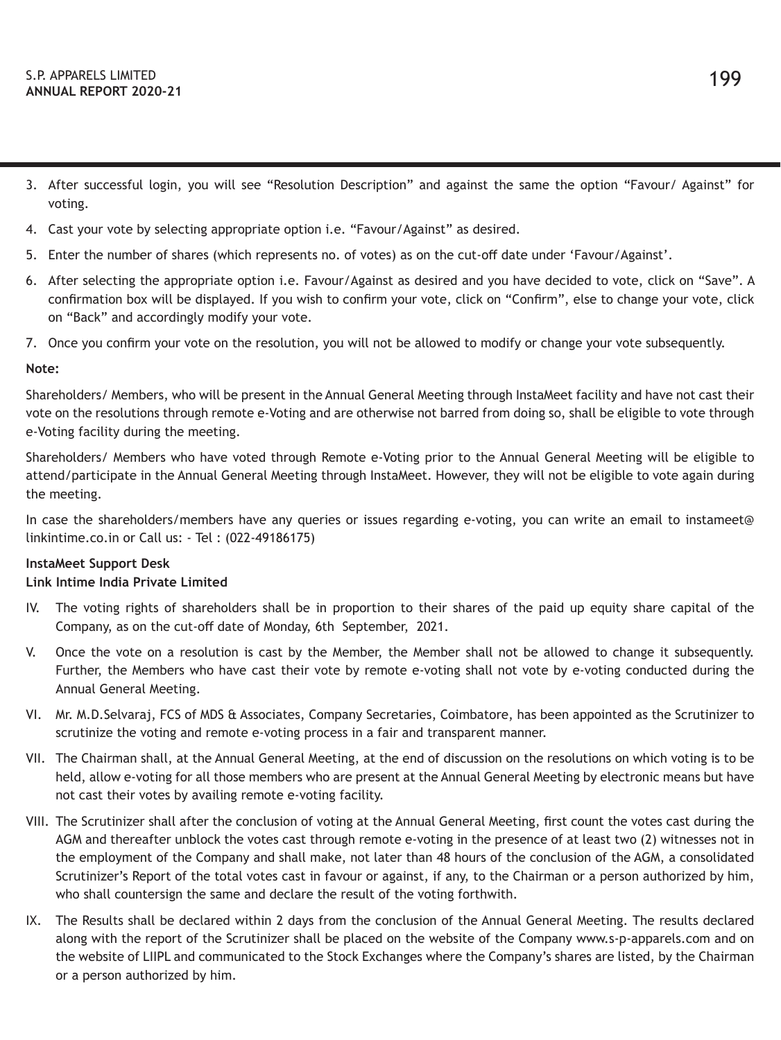3. After successful login, you will see “Resolution Description” and against the same the option “Favour/ Against” for voting.
4. Cast your vote by selecting appropriate option i.e. “Favour/Against” as desired.
5. Enter the number of shares (which represents no. of votes) as on the cut-off date under ‘Favour/Against’.
6. After selecting the appropriate option i.e. Favour/Against as desired and you have decided to vote, click on “Save”. A confirmation box will be displayed. If you wish to confirm your vote, click on “Confirm”, else to change your vote, click on “Back” and accordingly modify your vote.
7. Once you confirm your vote on the resolution, you will not be allowed to modify or change your vote subsequently.

**Note:**

Shareholders/ Members, who will be present in the Annual General Meeting through InstaMeet facility and have not cast their vote on the resolutions through remote e-Voting and are otherwise not barred from doing so, shall be eligible to vote through e-Voting facility during the meeting.

Shareholders/ Members who have voted through Remote e-Voting prior to the Annual General Meeting will be eligible to attend/participate in the Annual General Meeting through InstaMeet. However, they will not be eligible to vote again during the meeting.

In case the shareholders/members have any queries or issues regarding e-voting, you can write an email to instameet@linkintime.co.in or Call us: - Tel : (022-49186175)

**InstaMeet Support Desk**
**Link Intime India Private Limited**

IV. The voting rights of shareholders shall be in proportion to their shares of the paid up equity share capital of the Company, as on the cut-off date of Monday, 6th September, 2021.

V. Once the vote on a resolution is cast by the Member, the Member shall not be allowed to change it subsequently. Further, the Members who have cast their vote by remote e-voting shall not vote by e-voting conducted during the Annual General Meeting.

VI. Mr. M.D.Selvaraj, FCS of MDS & Associates, Company Secretaries, Coimbatore, has been appointed as the Scrutinizer to scrutinize the voting and remote e-voting process in a fair and transparent manner.

VII. The Chairman shall, at the Annual General Meeting, at the end of discussion on the resolutions on which voting is to be held, allow e-voting for all those members who are present at the Annual General Meeting by electronic means but have not cast their votes by availing remote e-voting facility.

VIII. The Scrutinizer shall after the conclusion of voting at the Annual General Meeting, first count the votes cast during the AGM and thereafter unblock the votes cast through remote e-voting in the presence of at least two (2) witnesses not in the employment of the Company and shall make, not later than 48 hours of the conclusion of the AGM, a consolidated Scrutinizer’s Report of the total votes cast in favour or against, if any, to the Chairman or a person authorized by him, who shall countersign the same and declare the result of the voting forthwith.

IX. The Results shall be declared within 2 days from the conclusion of the Annual General Meeting. The results declared along with the report of the Scrutinizer shall be placed on the website of the Company www.s-p-apparels.com and on the website of LIIPL and communicated to the Stock Exchanges where the Company’s shares are listed, by the Chairman or a person authorized by him.